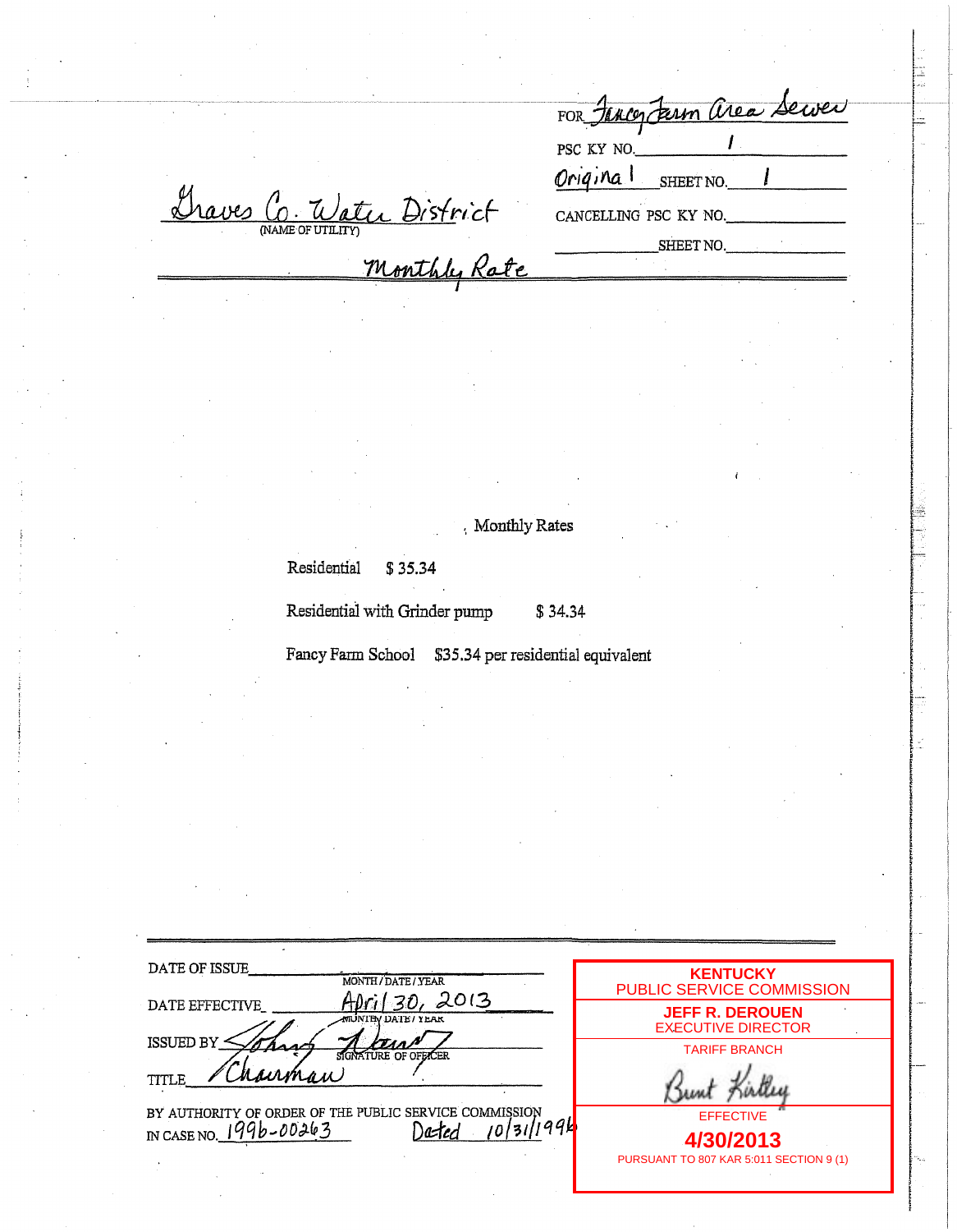FOR Fancy Farm Area Sewer

PSC KY NO. 1

Original SHEET NO. 1

Graves Co. Water District
(NAME OF UTILITY)

CANCELLING PSC KY NO.

SHEET NO.

Monthly Rate

Monthly Rates

Residential $ 35.34

Residential with Grinder pump $ 34.34

Fancy Farm School $35.34 per residential equivalent

DATE OF ISSUE
MONTH / DATE / YEAR

DATE EFFECTIVE April 30, 2013
MONTH / DATE / YEAR

ISSUED BY Johnny Adams
SIGNATURE OF OFFICER

TITLE Chairman

BY AUTHORITY OF ORDER OF THE PUBLIC SERVICE COMMISSION
IN CASE NO. 1996-00263 Dated 10/31/1996

**KENTUCKY**
PUBLIC SERVICE COMMISSION

**JEFF R. DEROUEN**
EXECUTIVE DIRECTOR

TARIFF BRANCH

Bunt Kirtley

EFFECTIVE

**4/30/2013**

PURSUANT TO 807 KAR 5:011 SECTION 9 (1)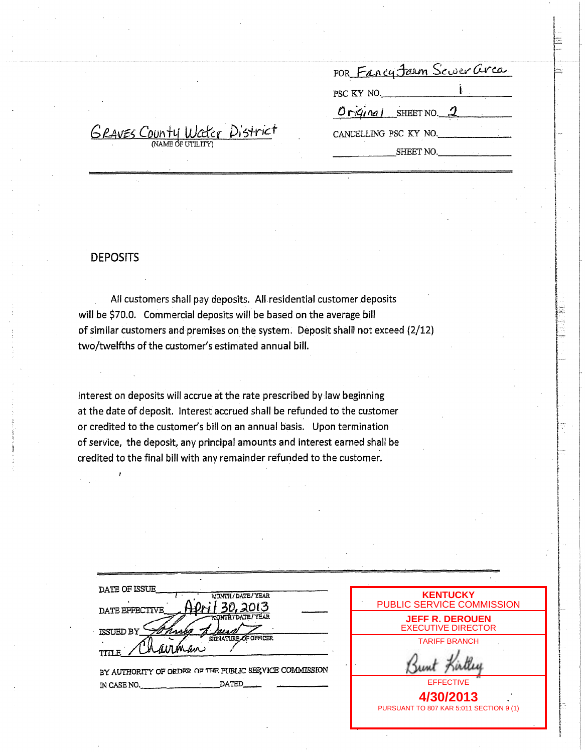FOR Fancy Farm Sewer Area

PSC KY NO. 1

Original SHEET NO. 2

CANCELLING PSC KY NO.

SHEET NO.

Graves County Water District
(NAME OF UTILITY)

DEPOSITS

All customers shall pay deposits. All residential customer deposits will be $70.0. Commercial deposits will be based on the average bill of similar customers and premises on the system. Deposit shalll not exceed (2/12) two/twelfths of the customer's estimated annual bill.

Interest on deposits will accrue at the rate prescribed by law beginning at the date of deposit. Interest accrued shall be refunded to the customer or credited to the customer's bill on an annual basis. Upon termination of service, the deposit, any principal amounts and interest earned shall be credited to the final bill with any remainder refunded to the customer.

DATE OF ISSUE ______ MONTH / DATE / YEAR

DATE EFFECTIVE April 30, 2013 MONTH / DATE / YEAR

ISSUED BY [signature] SIGNATURE OF OFFICER

TITLE Chairman

BY AUTHORITY OF ORDER OF THE PUBLIC SERVICE COMMISSION

IN CASE NO. ______ DATED ______

KENTUCKY
PUBLIC SERVICE COMMISSION

JEFF R. DEROUEN
EXECUTIVE DIRECTOR

TARIFF BRANCH

[signature: Bunt Kirtley]

EFFECTIVE

4/30/2013

PURSUANT TO 807 KAR 5:011 SECTION 9 (1)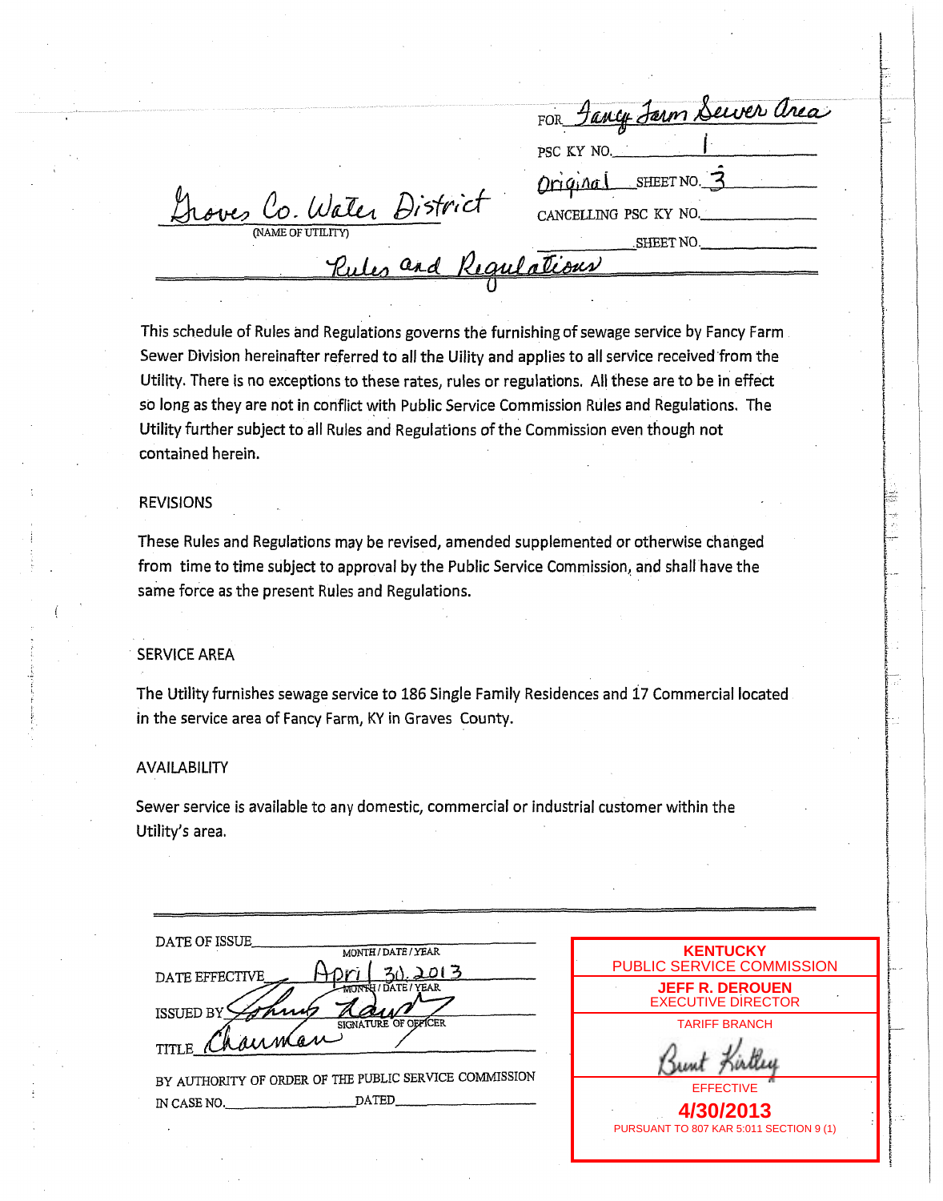FOR Fancy Farm Sewer Area

PSC KY NO. 1

Original SHEET NO. 3

CANCELLING PSC KY NO.

SHEET NO.

Graves Co. Water District
(NAME OF UTILITY)

Rules and Regulations

This schedule of Rules and Regulations governs the furnishing of sewage service by Fancy Farm Sewer Division hereinafter referred to all the Uility and applies to all service received from the Utility. There is no exceptions to these rates, rules or regulations. All these are to be in effect so long as they are not in conflict with Public Service Commission Rules and Regulations. The Utility further subject to all Rules and Regulations of the Commission even though not contained herein.

REVISIONS

These Rules and Regulations may be revised, amended supplemented or otherwise changed from time to time subject to approval by the Public Service Commission, and shall have the same force as the present Rules and Regulations.

SERVICE AREA

The Utility furnishes sewage service to 186 Single Family Residences and 17 Commercial located in the service area of Fancy Farm, KY in Graves County.

AVAILABILITY

Sewer service is available to any domestic, commercial or industrial customer within the Utility's area.

DATE OF ISSUE ____ MONTH / DATE / YEAR

DATE EFFECTIVE April 30, 2013 MONTH / DATE / YEAR

ISSUED BY Johnny Dawson SIGNATURE OF OFFICER

TITLE Chairman

BY AUTHORITY OF ORDER OF THE PUBLIC SERVICE COMMISSION

IN CASE NO. ____ DATED ____

KENTUCKY
PUBLIC SERVICE COMMISSION
JEFF R. DEROUEN
EXECUTIVE DIRECTOR
TARIFF BRANCH
Bunt Kirtley
EFFECTIVE
4/30/2013
PURSUANT TO 807 KAR 5:011 SECTION 9 (1)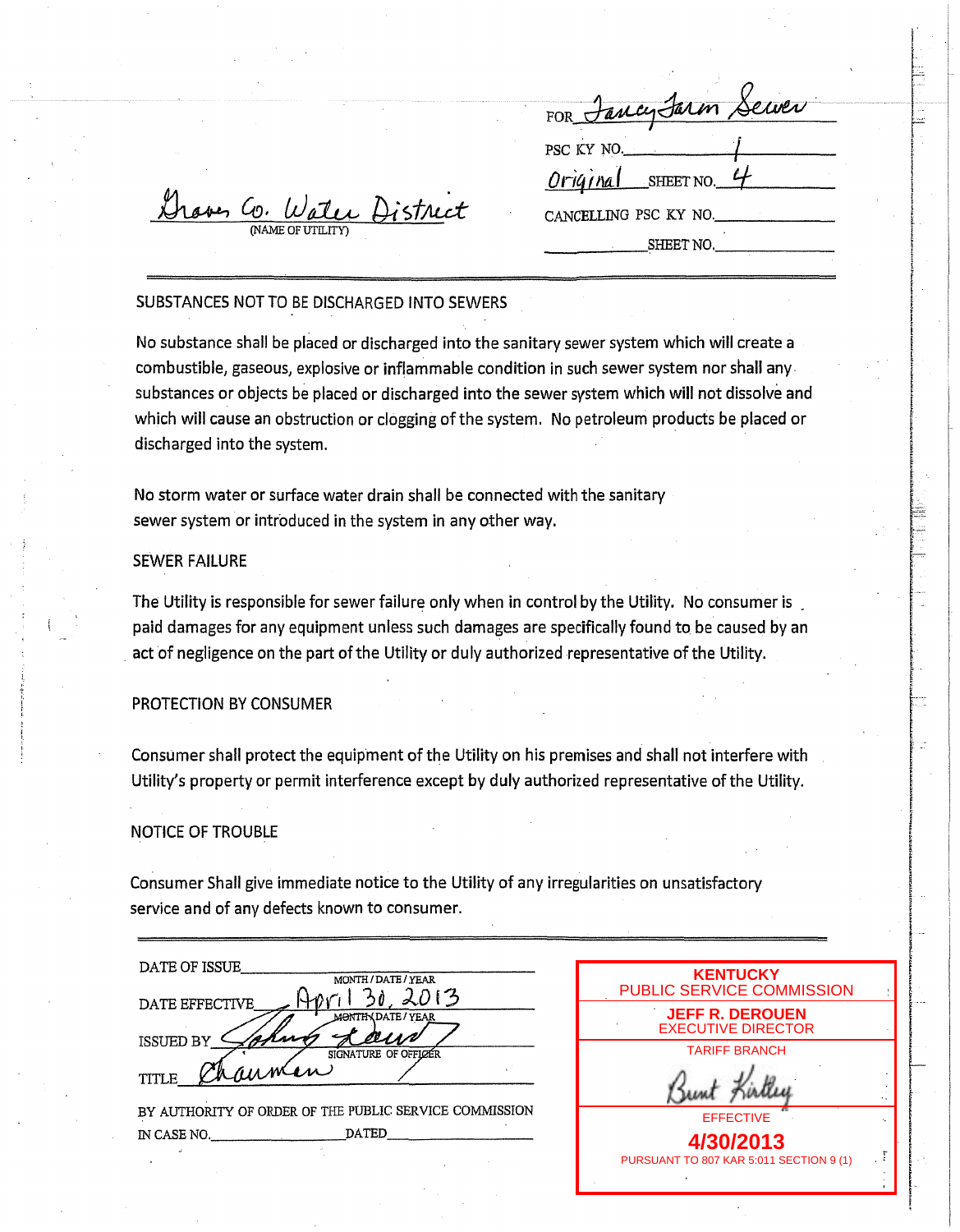FOR Fancy Farm Sewer

PSC KY NO. 1

Original SHEET NO. 4

CANCELLING PSC KY NO.

SHEET NO.

Graves Co. Water District
(NAME OF UTILITY)

SUBSTANCES NOT TO BE DISCHARGED INTO SEWERS

No substance shall be placed or discharged into the sanitary sewer system which will create a combustible, gaseous, explosive or inflammable condition in such sewer system nor shall any substances or objects be placed or discharged into the sewer system which will not dissolve and which will cause an obstruction or clogging of the system. No petroleum products be placed or discharged into the system.

No storm water or surface water drain shall be connected with the sanitary sewer system or introduced in the system in any other way.

SEWER FAILURE

The Utility is responsible for sewer failure only when in control by the Utility. No consumer is paid damages for any equipment unless such damages are specifically found to be caused by an act of negligence on the part of the Utility or duly authorized representative of the Utility.

PROTECTION BY CONSUMER

Consumer shall protect the equipment of the Utility on his premises and shall not interfere with Utility's property or permit interference except by duly authorized representative of the Utility.

NOTICE OF TROUBLE

Consumer Shall give immediate notice to the Utility of any irregularities on unsatisfactory service and of any defects known to consumer.

DATE OF ISSUE ________ (MONTH / DATE / YEAR)

DATE EFFECTIVE April 30, 2013 (MONTH / DATE / YEAR)

ISSUED BY Johnny Lawd (SIGNATURE OF OFFICER)

TITLE Chairman

BY AUTHORITY OF ORDER OF THE PUBLIC SERVICE COMMISSION

IN CASE NO. ________ DATED ________

KENTUCKY
PUBLIC SERVICE COMMISSION

JEFF R. DEROUEN
EXECUTIVE DIRECTOR

TARIFF BRANCH

Bunt Kirtley

EFFECTIVE

**4/30/2013**

PURSUANT TO 807 KAR 5:011 SECTION 9 (1)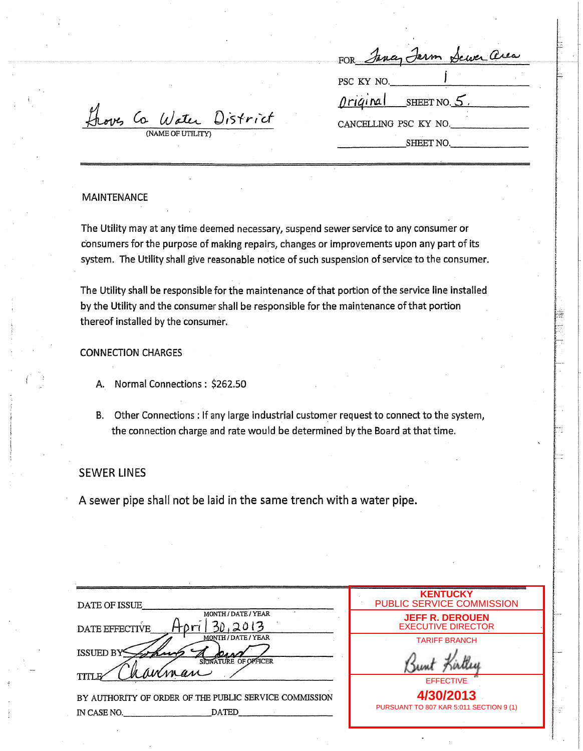FOR *Janey Farm Sewer Area*

PSC KY NO. *1*

*Original* SHEET NO. *5*

CANCELLING PSC KY NO. ______

______ SHEET NO. ______

*Graves Co Water District*
(NAME OF UTILITY)

MAINTENANCE

The Utility may at any time deemed necessary, suspend sewer service to any consumer or consumers for the purpose of making repairs, changes or improvements upon any part of its system. The Utility shall give reasonable notice of such suspension of service to the consumer.

The Utility shall be responsible for the maintenance of that portion of the service line installed by the Utility and the consumer shall be responsible for the maintenance of that portion thereof installed by the consumer.

CONNECTION CHARGES

A. Normal Connections : $262.50

B. Other Connections : If any large industrial customer request to connect to the system, the connection charge and rate would be determined by the Board at that time.

SEWER LINES

A sewer pipe shall not be laid in the same trench with a water pipe.

DATE OF ISSUE ______
MONTH / DATE / YEAR

DATE EFFECTIVE *April 30, 2013*
MONTH / DATE / YEAR

ISSUED BY *(signature)*
SIGNATURE OF OFFICER

TITLE *Chairman*

BY AUTHORITY OF ORDER OF THE PUBLIC SERVICE COMMISSION
IN CASE NO. ______ DATED ______

KENTUCKY
PUBLIC SERVICE COMMISSION

JEFF R. DEROUEN
EXECUTIVE DIRECTOR

TARIFF BRANCH

*Bunt Kirtley*

EFFECTIVE

**4/30/2013**

PURSUANT TO 807 KAR 5:011 SECTION 9 (1)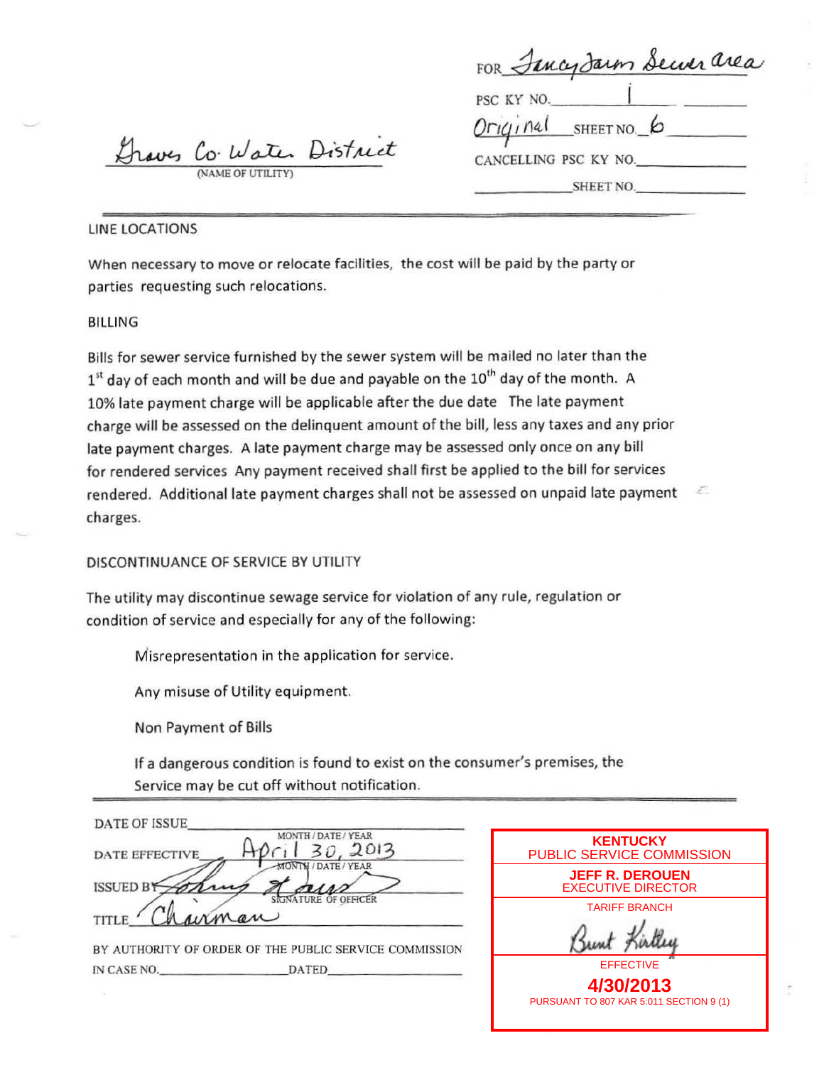FOR Fancy Farm Sewer Area

PSC KY NO. 1

Original SHEET NO. 6

CANCELLING PSC KY NO.

SHEET NO.

Graves Co. Water District
(NAME OF UTILITY)

LINE LOCATIONS

When necessary to move or relocate facilities, the cost will be paid by the party or parties requesting such relocations.

BILLING

Bills for sewer service furnished by the sewer system will be mailed no later than the 1st day of each month and will be due and payable on the 10th day of the month. A 10% late payment charge will be applicable after the due date The late payment charge will be assessed on the delinquent amount of the bill, less any taxes and any prior late payment charges. A late payment charge may be assessed only once on any bill for rendered services Any payment received shall first be applied to the bill for services rendered. Additional late payment charges shall not be assessed on unpaid late payment charges.

DISCONTINUANCE OF SERVICE BY UTILITY

The utility may discontinue sewage service for violation of any rule, regulation or condition of service and especially for any of the following:

Misrepresentation in the application for service.

Any misuse of Utility equipment.

Non Payment of Bills

If a dangerous condition is found to exist on the consumer's premises, the Service may be cut off without notification.

DATE OF ISSUE
MONTH / DATE / YEAR

DATE EFFECTIVE April 30, 2013
MONTH / DATE / YEAR

ISSUED BY Johnny Davis
SIGNATURE OF OFFICER

TITLE Chairman

BY AUTHORITY OF ORDER OF THE PUBLIC SERVICE COMMISSION
IN CASE NO. DATED

KENTUCKY
PUBLIC SERVICE COMMISSION

JEFF R. DEROUEN
EXECUTIVE DIRECTOR

TARIFF BRANCH

Bunt Kirtley

EFFECTIVE

**4/30/2013**

PURSUANT TO 807 KAR 5:011 SECTION 9 (1)